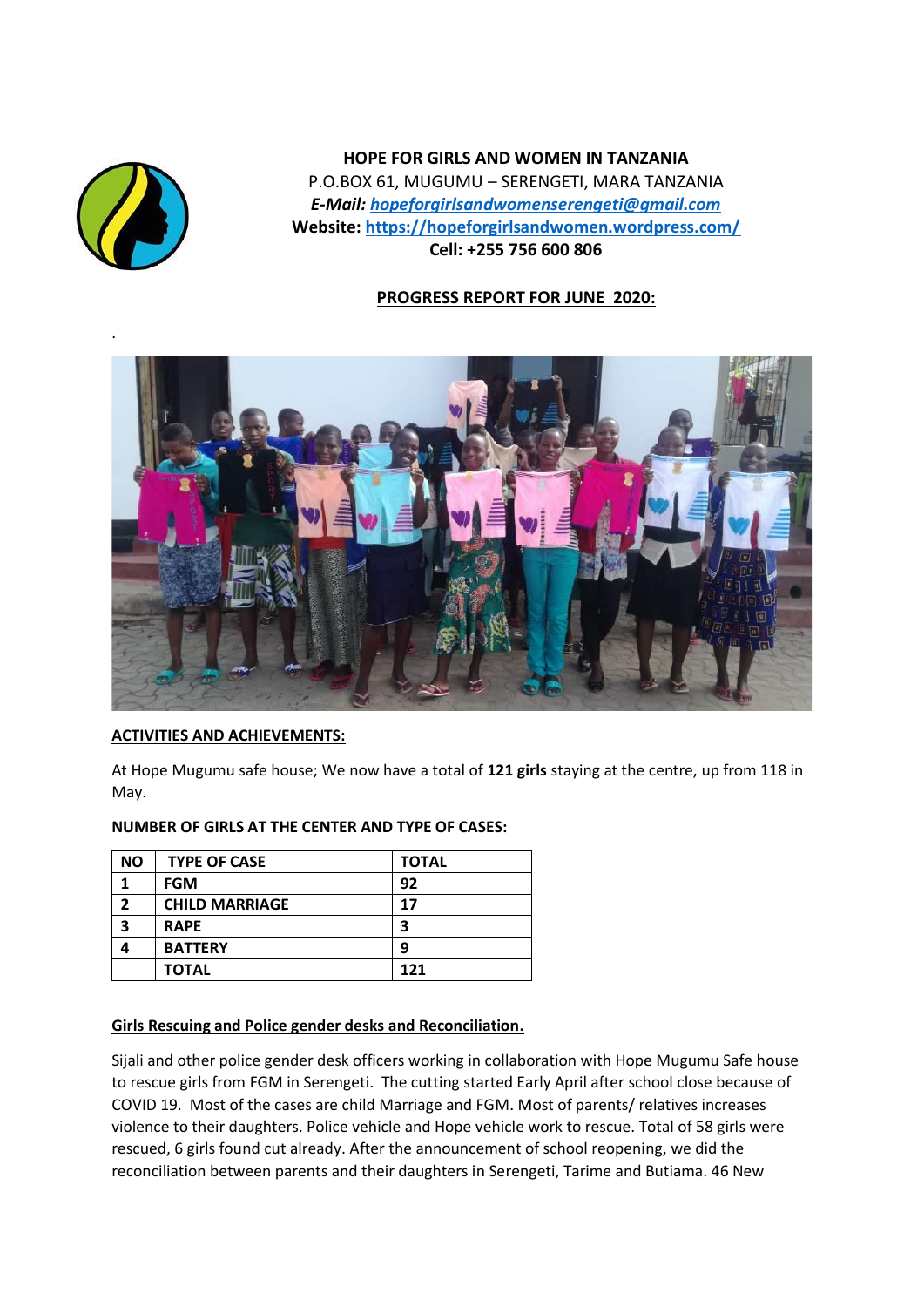**HOPE FOR GIRLS AND WOMEN IN TANZANIA**

P.O.BOX 61, MUGUMU – SERENGETI, MARA TANZANIA

***E-Mail:*** ***hopeforgirlsandwomenserengeti@gmail.com***

**Website: https://hopeforgirlsandwomen.wordpress.com/**

**Cell: +255 756 600 806**

## PROGRESS REPORT FOR JUNE 2020:

.

### ACTIVITIES AND ACHIEVEMENTS:

At Hope Mugumu safe house; We now have a total of **121 girls** staying at the centre, up from 118 in May.

**NUMBER OF GIRLS AT THE CENTER AND TYPE OF CASES:**

| NO | TYPE OF CASE | TOTAL |
|---|---|---|
| 1 | FGM | 92 |
| 2 | CHILD MARRIAGE | 17 |
| 3 | RAPE | 3 |
| 4 | BATTERY | 9 |
| | TOTAL | 121 |

### Girls Rescuing and Police gender desks and Reconciliation.

Sijali and other police gender desk officers working in collaboration with Hope Mugumu Safe house to rescue girls from FGM in Serengeti. The cutting started Early April after school close because of COVID 19. Most of the cases are child Marriage and FGM. Most of parents/ relatives increases violence to their daughters. Police vehicle and Hope vehicle work to rescue. Total of 58 girls were rescued, 6 girls found cut already. After the announcement of school reopening, we did the reconciliation between parents and their daughters in Serengeti, Tarime and Butiama. 46 New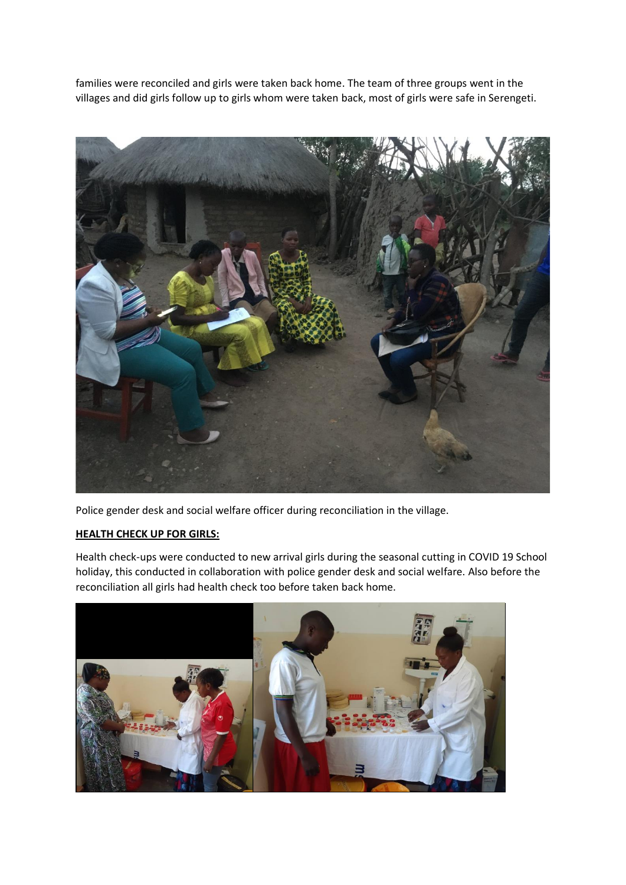families were reconciled and girls were taken back home. The team of three groups went in the villages and did girls follow up to girls whom were taken back, most of girls were safe in Serengeti.

Police gender desk and social welfare officer during reconciliation in the village.

**HEALTH CHECK UP FOR GIRLS:**

Health check-ups were conducted to new arrival girls during the seasonal cutting in COVID 19 School holiday, this conducted in collaboration with police gender desk and social welfare. Also before the reconciliation all girls had health check too before taken back home.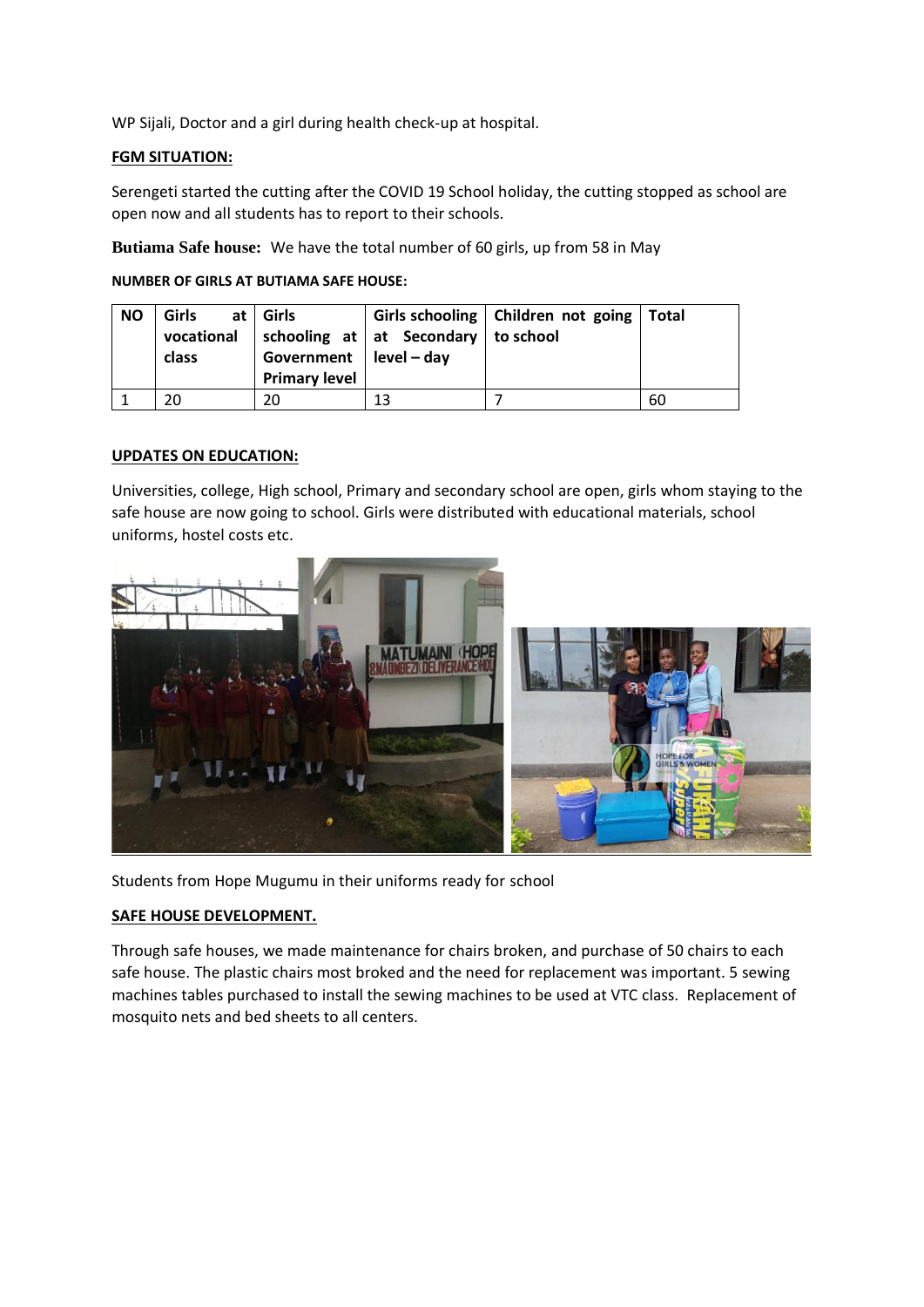WP Sijali, Doctor and a girl during health check-up at hospital.

**FGM SITUATION:**

Serengeti started the cutting after the COVID 19 School holiday, the cutting stopped as school are open now and all students has to report to their schools.

**Butiama Safe house:** We have the total number of 60 girls, up from 58 in May

**NUMBER OF GIRLS AT BUTIAMA SAFE HOUSE:**

| NO | Girls at vocational class | Girls schooling at Government Primary level | Girls schooling at Secondary level – day | Children not going to school | Total |
|---|---|---|---|---|---|
| 1 | 20 | 20 | 13 | 7 | 60 |

**UPDATES ON EDUCATION:**

Universities, college, High school, Primary and secondary school are open, girls whom staying to the safe house are now going to school. Girls were distributed with educational materials, school uniforms, hostel costs etc.

Students from Hope Mugumu in their uniforms ready for school

**SAFE HOUSE DEVELOPMENT.**

Through safe houses, we made maintenance for chairs broken, and purchase of 50 chairs to each safe house. The plastic chairs most broked and the need for replacement was important. 5 sewing machines tables purchased to install the sewing machines to be used at VTC class. Replacement of mosquito nets and bed sheets to all centers.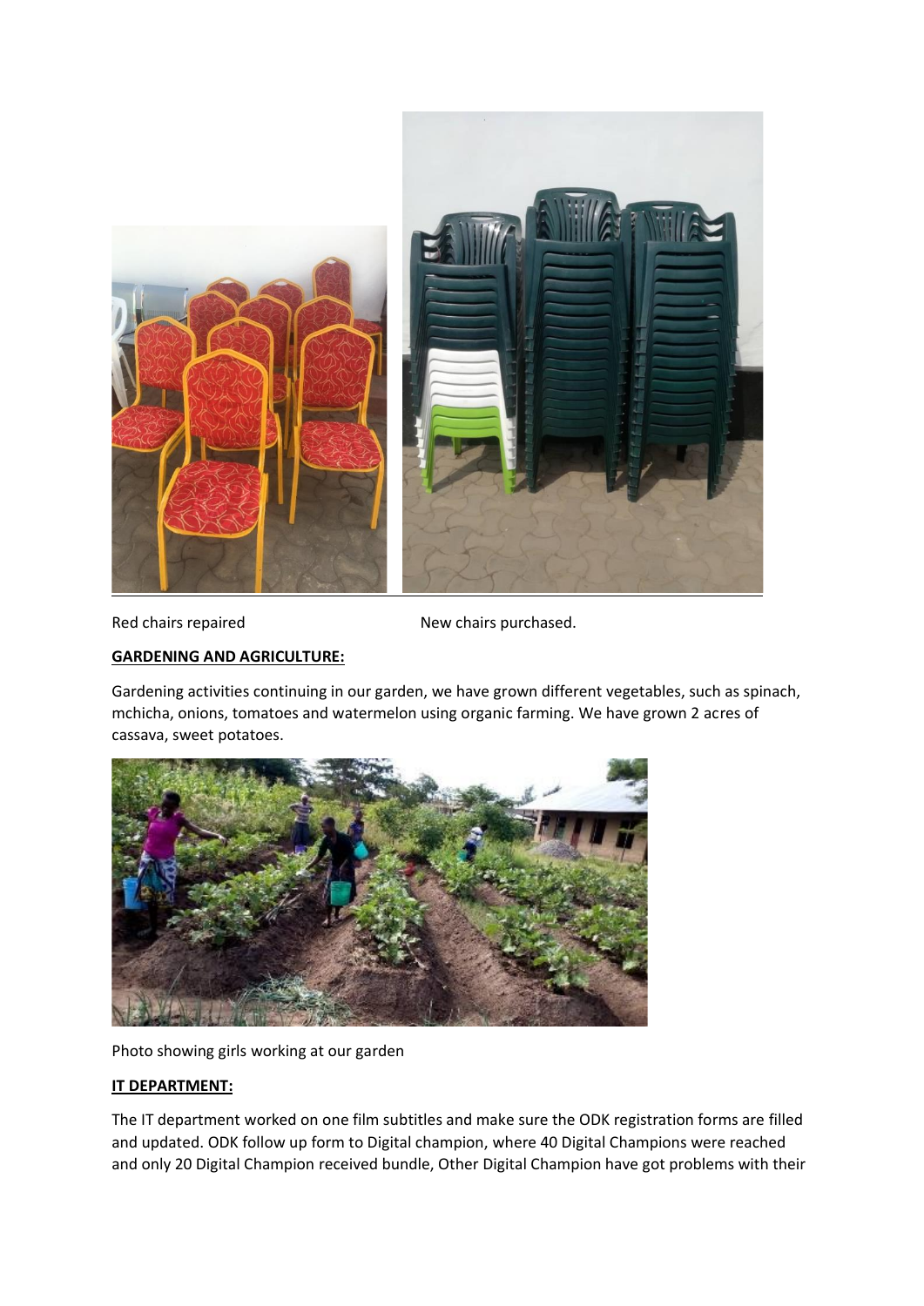Red chairs repaired New chairs purchased.

**GARDENING AND AGRICULTURE:**

Gardening activities continuing in our garden, we have grown different vegetables, such as spinach, mchicha, onions, tomatoes and watermelon using organic farming. We have grown 2 acres of cassava, sweet potatoes.

Photo showing girls working at our garden

**IT DEPARTMENT:**

The IT department worked on one film subtitles and make sure the ODK registration forms are filled and updated. ODK follow up form to Digital champion, where 40 Digital Champions were reached and only 20 Digital Champion received bundle, Other Digital Champion have got problems with their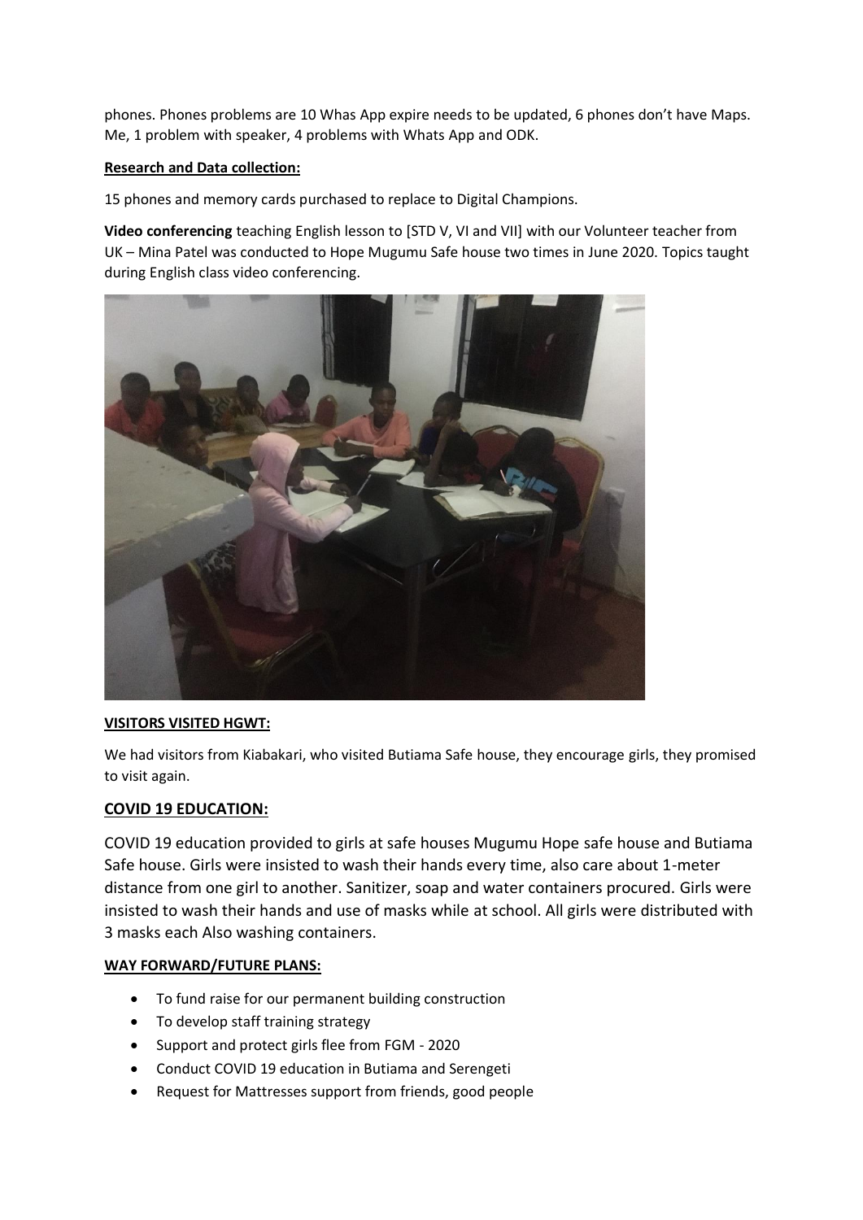phones. Phones problems are 10 Whas App expire needs to be updated, 6 phones don't have Maps. Me, 1 problem with speaker, 4 problems with Whats App and ODK.

**Research and Data collection:**

15 phones and memory cards purchased to replace to Digital Champions.

**Video conferencing** teaching English lesson to [STD V, VI and VII] with our Volunteer teacher from UK – Mina Patel was conducted to Hope Mugumu Safe house two times in June 2020. Topics taught during English class video conferencing.

**VISITORS VISITED HGWT:**

We had visitors from Kiabakari, who visited Butiama Safe house, they encourage girls, they promised to visit again.

## COVID 19 EDUCATION:

COVID 19 education provided to girls at safe houses Mugumu Hope safe house and Butiama Safe house. Girls were insisted to wash their hands every time, also care about 1-meter distance from one girl to another. Sanitizer, soap and water containers procured. Girls were insisted to wash their hands and use of masks while at school. All girls were distributed with 3 masks each Also washing containers.

**WAY FORWARD/FUTURE PLANS:**

- To fund raise for our permanent building construction
- To develop staff training strategy
- Support and protect girls flee from FGM - 2020
- Conduct COVID 19 education in Butiama and Serengeti
- Request for Mattresses support from friends, good people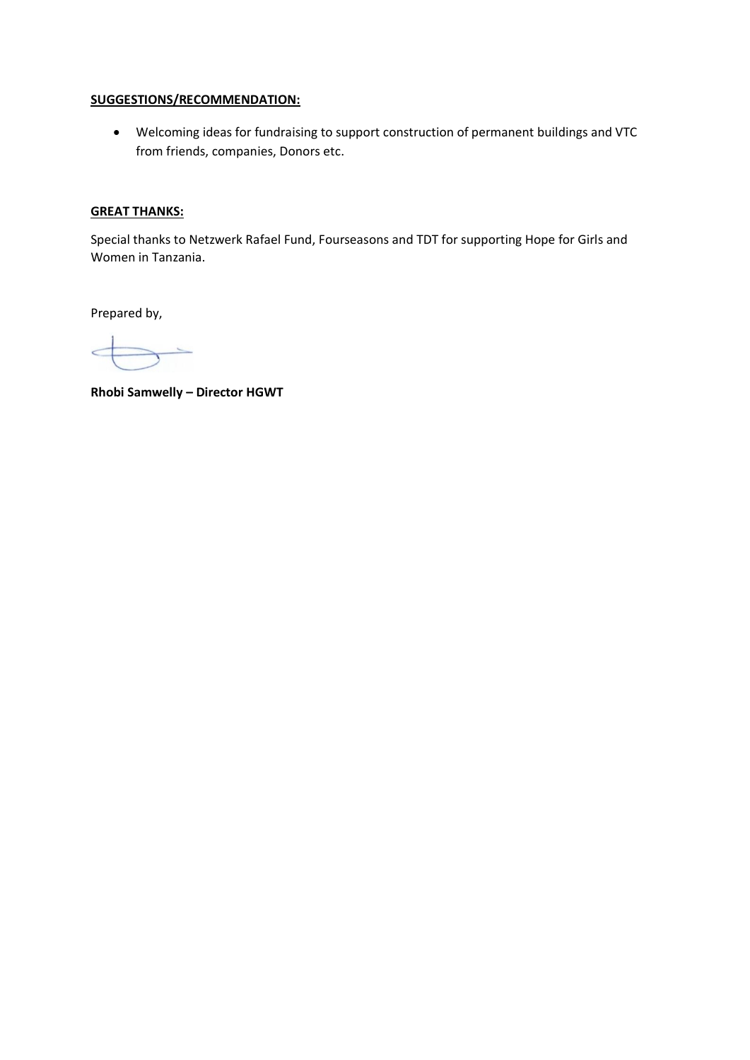**SUGGESTIONS/RECOMMENDATION:**

- Welcoming ideas for fundraising to support construction of permanent buildings and VTC from friends, companies, Donors etc.

**GREAT THANKS:**

Special thanks to Netzwerk Rafael Fund, Fourseasons and TDT for supporting Hope for Girls and Women in Tanzania.

Prepared by,

**Rhobi Samwelly – Director HGWT**